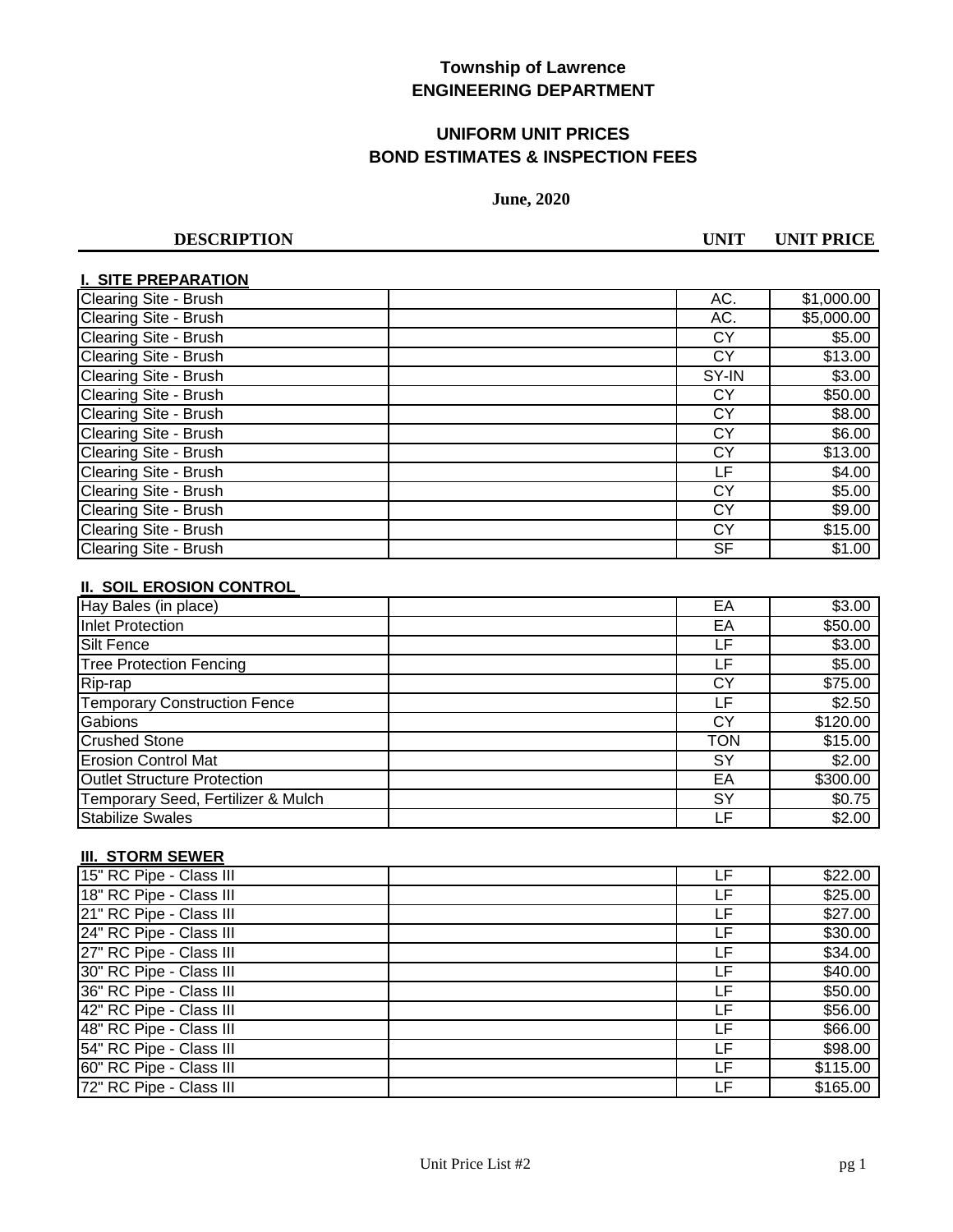# Township of Lawrence
## ENGINEERING DEPARTMENT

## UNIFORM UNIT PRICES
## BOND ESTIMATES & INSPECTION FEES

**June, 2020**

| DESCRIPTION | | UNIT | UNIT PRICE |
|---|---|---|---|
| **I. SITE PREPARATION** | | | |
| Clearing Site - Brush | | AC. | $1,000.00 |
| Clearing Site - Brush | | AC. | $5,000.00 |
| Clearing Site - Brush | | CY | $5.00 |
| Clearing Site - Brush | | CY | $13.00 |
| Clearing Site - Brush | | SY-IN | $3.00 |
| Clearing Site - Brush | | CY | $50.00 |
| Clearing Site - Brush | | CY | $8.00 |
| Clearing Site - Brush | | CY | $6.00 |
| Clearing Site - Brush | | CY | $13.00 |
| Clearing Site - Brush | | LF | $4.00 |
| Clearing Site - Brush | | CY | $5.00 |
| Clearing Site - Brush | | CY | $9.00 |
| Clearing Site - Brush | | CY | $15.00 |
| Clearing Site - Brush | | SF | $1.00 |
| **II. SOIL EROSION CONTROL** | | | |
| Hay Bales (in place) | | EA | $3.00 |
| Inlet Protection | | EA | $50.00 |
| Silt Fence | | LF | $3.00 |
| Tree Protection Fencing | | LF | $5.00 |
| Rip-rap | | CY | $75.00 |
| Temporary Construction Fence | | LF | $2.50 |
| Gabions | | CY | $120.00 |
| Crushed Stone | | TON | $15.00 |
| Erosion Control Mat | | SY | $2.00 |
| Outlet Structure Protection | | EA | $300.00 |
| Temporary Seed, Fertilizer & Mulch | | SY | $0.75 |
| Stabilize Swales | | LF | $2.00 |
| **III. STORM SEWER** | | | |
| 15" RC Pipe - Class III | | LF | $22.00 |
| 18" RC Pipe - Class III | | LF | $25.00 |
| 21" RC Pipe - Class III | | LF | $27.00 |
| 24" RC Pipe - Class III | | LF | $30.00 |
| 27" RC Pipe - Class III | | LF | $34.00 |
| 30" RC Pipe - Class III | | LF | $40.00 |
| 36" RC Pipe - Class III | | LF | $50.00 |
| 42" RC Pipe - Class III | | LF | $56.00 |
| 48" RC Pipe - Class III | | LF | $66.00 |
| 54" RC Pipe - Class III | | LF | $98.00 |
| 60" RC Pipe - Class III | | LF | $115.00 |
| 72" RC Pipe - Class III | | LF | $165.00 |

Unit Price List #2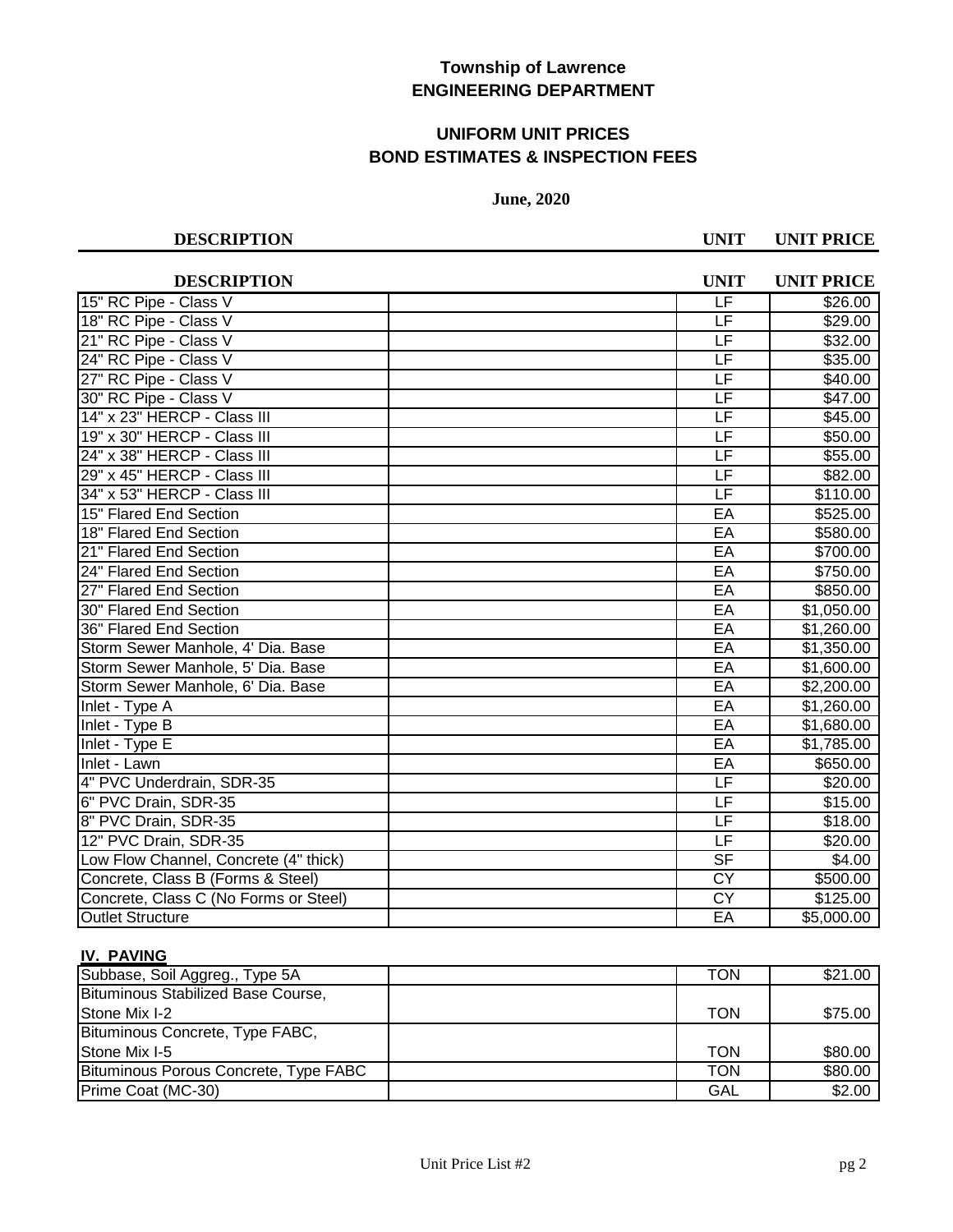**Township of Lawrence**
**ENGINEERING DEPARTMENT**

**UNIFORM UNIT PRICES**
**BOND ESTIMATES & INSPECTION FEES**

**June, 2020**

| DESCRIPTION | | UNIT | UNIT PRICE |
|---|---|---|---|
| 15" RC Pipe - Class V | | LF | $26.00 |
| 18" RC Pipe - Class V | | LF | $29.00 |
| 21" RC Pipe - Class V | | LF | $32.00 |
| 24" RC Pipe - Class V | | LF | $35.00 |
| 27" RC Pipe - Class V | | LF | $40.00 |
| 30" RC Pipe - Class V | | LF | $47.00 |
| 14" x 23" HERCP - Class III | | LF | $45.00 |
| 19" x 30" HERCP - Class III | | LF | $50.00 |
| 24" x 38" HERCP - Class III | | LF | $55.00 |
| 29" x 45" HERCP - Class III | | LF | $82.00 |
| 34" x 53" HERCP - Class III | | LF | $110.00 |
| 15" Flared End Section | | EA | $525.00 |
| 18" Flared End Section | | EA | $580.00 |
| 21" Flared End Section | | EA | $700.00 |
| 24" Flared End Section | | EA | $750.00 |
| 27" Flared End Section | | EA | $850.00 |
| 30" Flared End Section | | EA | $1,050.00 |
| 36" Flared End Section | | EA | $1,260.00 |
| Storm Sewer Manhole, 4' Dia. Base | | EA | $1,350.00 |
| Storm Sewer Manhole, 5' Dia. Base | | EA | $1,600.00 |
| Storm Sewer Manhole, 6' Dia. Base | | EA | $2,200.00 |
| Inlet - Type A | | EA | $1,260.00 |
| Inlet - Type B | | EA | $1,680.00 |
| Inlet - Type E | | EA | $1,785.00 |
| Inlet - Lawn | | EA | $650.00 |
| 4" PVC Underdrain, SDR-35 | | LF | $20.00 |
| 6" PVC Drain, SDR-35 | | LF | $15.00 |
| 8" PVC Drain, SDR-35 | | LF | $18.00 |
| 12" PVC Drain, SDR-35 | | LF | $20.00 |
| Low Flow Channel, Concrete (4" thick) | | SF | $4.00 |
| Concrete, Class B (Forms & Steel) | | CY | $500.00 |
| Concrete, Class C (No Forms or Steel) | | CY | $125.00 |
| Outlet Structure | | EA | $5,000.00 |

**IV. PAVING**

| DESCRIPTION | | UNIT | UNIT PRICE |
|---|---|---|---|
| Subbase, Soil Aggreg., Type 5A | | TON | $21.00 |
| Bituminous Stabilized Base Course, Stone Mix I-2 | | TON | $75.00 |
| Bituminous Concrete, Type FABC, Stone Mix I-5 | | TON | $80.00 |
| Bituminous Porous Concrete, Type FABC | | TON | $80.00 |
| Prime Coat (MC-30) | | GAL | $2.00 |

Unit Price List #2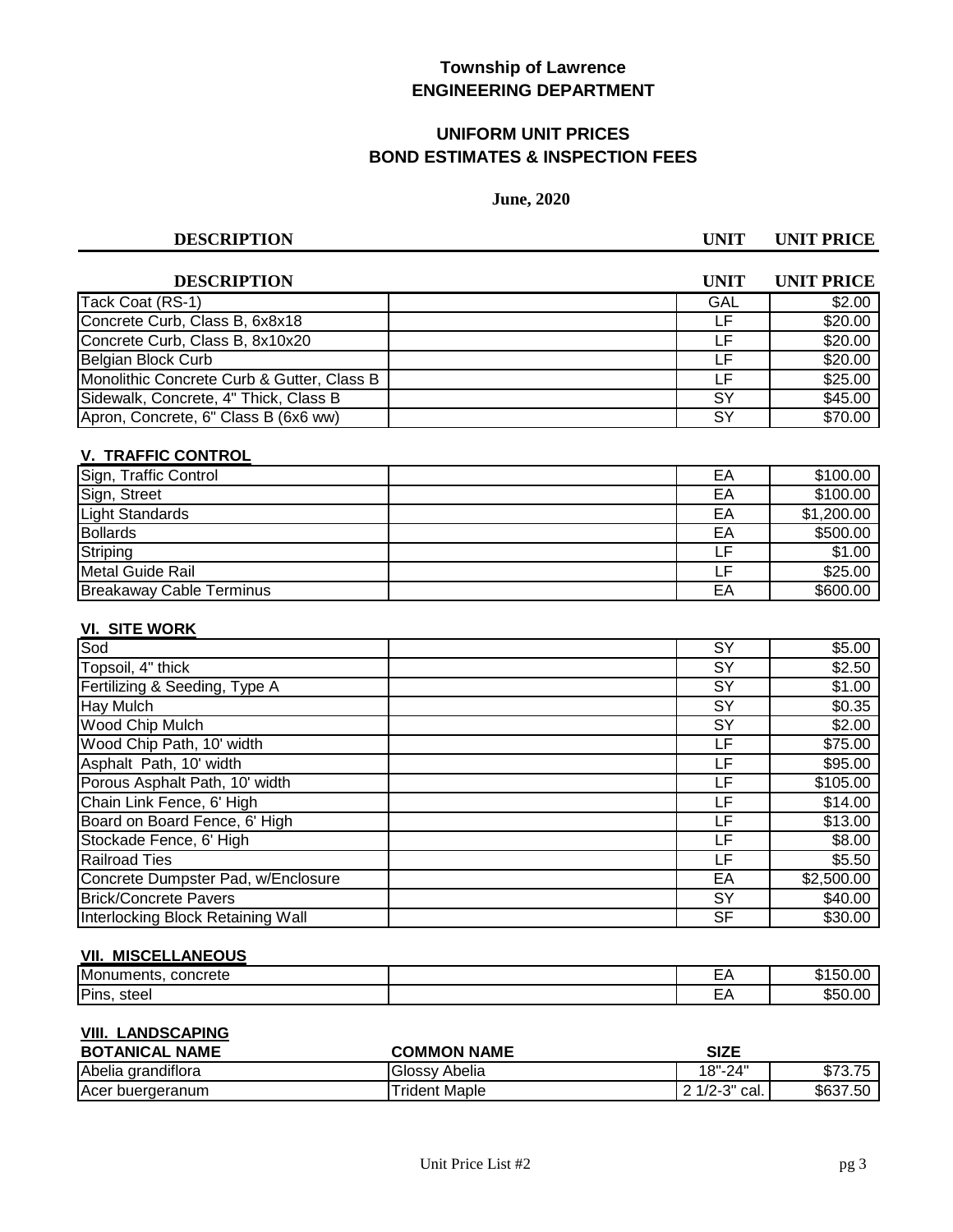**Township of Lawrence**
**ENGINEERING DEPARTMENT**

**UNIFORM UNIT PRICES**
**BOND ESTIMATES & INSPECTION FEES**

**June, 2020**

| DESCRIPTION | | UNIT | UNIT PRICE |
|---|---|---|---|
| Tack Coat (RS-1) | | GAL | $2.00 |
| Concrete Curb, Class B, 6x8x18 | | LF | $20.00 |
| Concrete Curb, Class B, 8x10x20 | | LF | $20.00 |
| Belgian Block Curb | | LF | $20.00 |
| Monolithic Concrete Curb & Gutter, Class B | | LF | $25.00 |
| Sidewalk, Concrete, 4" Thick, Class B | | SY | $45.00 |
| Apron, Concrete, 6" Class B (6x6 ww) | | SY | $70.00 |

**V. TRAFFIC CONTROL**

| DESCRIPTION | | UNIT | UNIT PRICE |
|---|---|---|---|
| Sign, Traffic Control | | EA | $100.00 |
| Sign, Street | | EA | $100.00 |
| Light Standards | | EA | $1,200.00 |
| Bollards | | EA | $500.00 |
| Striping | | LF | $1.00 |
| Metal Guide Rail | | LF | $25.00 |
| Breakaway Cable Terminus | | EA | $600.00 |

**VI. SITE WORK**

| DESCRIPTION | | UNIT | UNIT PRICE |
|---|---|---|---|
| Sod | | SY | $5.00 |
| Topsoil, 4" thick | | SY | $2.50 |
| Fertilizing & Seeding, Type A | | SY | $1.00 |
| Hay Mulch | | SY | $0.35 |
| Wood Chip Mulch | | SY | $2.00 |
| Wood Chip Path, 10' width | | LF | $75.00 |
| Asphalt Path, 10' width | | LF | $95.00 |
| Porous Asphalt Path, 10' width | | LF | $105.00 |
| Chain Link Fence, 6' High | | LF | $14.00 |
| Board on Board Fence, 6' High | | LF | $13.00 |
| Stockade Fence, 6' High | | LF | $8.00 |
| Railroad Ties | | LF | $5.50 |
| Concrete Dumpster Pad, w/Enclosure | | EA | $2,500.00 |
| Brick/Concrete Pavers | | SY | $40.00 |
| Interlocking Block Retaining Wall | | SF | $30.00 |

**VII. MISCELLANEOUS**

| DESCRIPTION | | UNIT | UNIT PRICE |
|---|---|---|---|
| Monuments, concrete | | EA | $150.00 |
| Pins, steel | | EA | $50.00 |

**VIII. LANDSCAPING**

| BOTANICAL NAME | COMMON NAME | SIZE | |
|---|---|---|---|
| Abelia grandiflora | Glossy Abelia | 18"-24" | $73.75 |
| Acer buergeranum | Trident Maple | 2 1/2-3" cal. | $637.50 |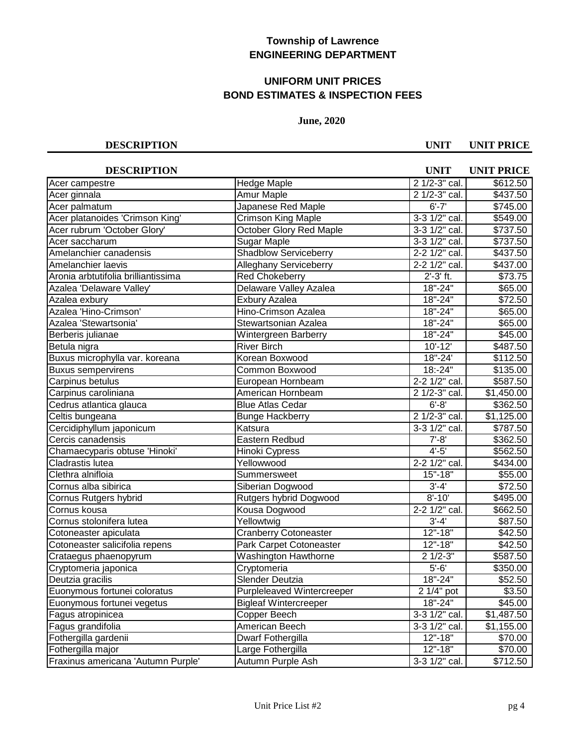**Township of Lawrence**
**ENGINEERING DEPARTMENT**

**UNIFORM UNIT PRICES**
**BOND ESTIMATES & INSPECTION FEES**

**June, 2020**

| DESCRIPTION | | UNIT | UNIT PRICE |
|---|---|---|---|
| Acer campestre | Hedge Maple | 2 1/2-3" cal. | $612.50 |
| Acer ginnala | Amur Maple | 2 1/2-3" cal. | $437.50 |
| Acer palmatum | Japanese Red Maple | 6'-7' | $745.00 |
| Acer platanoides 'Crimson King' | Crimson King Maple | 3-3 1/2" cal. | $549.00 |
| Acer rubrum 'October Glory' | October Glory Red Maple | 3-3 1/2" cal. | $737.50 |
| Acer saccharum | Sugar Maple | 3-3 1/2" cal. | $737.50 |
| Amelanchier canadensis | Shadblow Serviceberry | 2-2 1/2" cal. | $437.50 |
| Amelanchier laevis | Alleghany Serviceberry | 2-2 1/2" cal. | $437.00 |
| Aronia arbtutifolia brilliantissima | Red Chokeberry | 2'-3' ft. | $73.75 |
| Azalea 'Delaware Valley' | Delaware Valley Azalea | 18"-24" | $65.00 |
| Azalea exbury | Exbury Azalea | 18"-24" | $72.50 |
| Azalea 'Hino-Crimson' | Hino-Crimson Azalea | 18"-24" | $65.00 |
| Azalea 'Stewartsonia' | Stewartsonian Azalea | 18"-24" | $65.00 |
| Berberis julianae | Wintergreen Barberry | 18"-24" | $45.00 |
| Betula nigra | River Birch | 10'-12' | $487.50 |
| Buxus microphylla var. koreana | Korean Boxwood | 18"-24' | $112.50 |
| Buxus sempervirens | Common Boxwood | 18:-24" | $135.00 |
| Carpinus betulus | European Hornbeam | 2-2 1/2" cal. | $587.50 |
| Carpinus caroliniana | American Hornbeam | 2 1/2-3" cal. | $1,450.00 |
| Cedrus atlantica glauca | Blue Atlas Cedar | 6'-8' | $362.50 |
| Celtis bungeana | Bunge Hackberry | 2 1/2-3" cal. | $1,125.00 |
| Cercidiphyllum japonicum | Katsura | 3-3 1/2" cal. | $787.50 |
| Cercis canadensis | Eastern Redbud | 7'-8' | $362.50 |
| Chamaecyparis obtuse 'Hinoki' | Hinoki Cypress | 4'-5' | $562.50 |
| Cladrastis lutea | Yellowwood | 2-2 1/2" cal. | $434.00 |
| Clethra alnifloia | Summersweet | 15"-18" | $55.00 |
| Cornus alba sibirica | Siberian Dogwood | 3'-4' | $72.50 |
| Cornus Rutgers hybrid | Rutgers hybrid Dogwood | 8'-10' | $495.00 |
| Cornus kousa | Kousa Dogwood | 2-2 1/2" cal. | $662.50 |
| Cornus stolonifera lutea | Yellowtwig | 3'-4' | $87.50 |
| Cotoneaster apiculata | Cranberry Cotoneaster | 12"-18" | $42.50 |
| Cotoneaster salicifolia repens | Park Carpet Cotoneaster | 12"-18" | $42.50 |
| Crataegus phaenopyrum | Washington Hawthorne | 2 1/2-3" | $587.50 |
| Cryptomeria japonica | Cryptomeria | 5'-6' | $350.00 |
| Deutzia gracilis | Slender Deutzia | 18"-24" | $52.50 |
| Euonymous fortunei coloratus | Purpleleaved Wintercreeper | 2 1/4" pot | $3.50 |
| Euonymous fortunei vegetus | Bigleaf Wintercreeper | 18"-24" | $45.00 |
| Fagus atropinicea | Copper Beech | 3-3 1/2" cal. | $1,487.50 |
| Fagus grandifolia | American Beech | 3-3 1/2" cal. | $1,155.00 |
| Fothergilla gardenii | Dwarf Fothergilla | 12"-18" | $70.00 |
| Fothergilla major | Large Fothergilla | 12"-18" | $70.00 |
| Fraxinus americana 'Autumn Purple' | Autumn Purple Ash | 3-3 1/2" cal. | $712.50 |

Unit Price List #2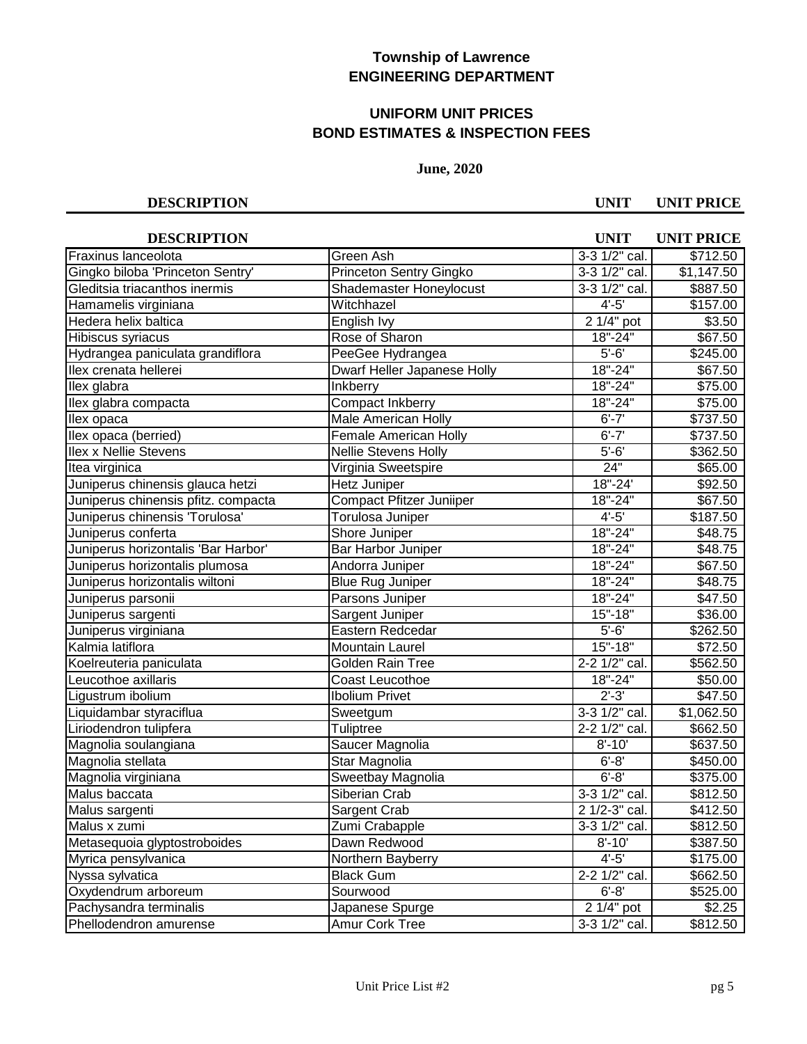**Township of Lawrence**
**ENGINEERING DEPARTMENT**

**UNIFORM UNIT PRICES**
**BOND ESTIMATES & INSPECTION FEES**

**June, 2020**

| DESCRIPTION | | UNIT | UNIT PRICE |
|---|---|---|---|
| Fraxinus lanceolota | Green Ash | 3-3 1/2" cal. | $712.50 |
| Gingko biloba 'Princeton Sentry' | Princeton Sentry Gingko | 3-3 1/2" cal. | $1,147.50 |
| Gleditsia triacanthos inermis | Shademaster Honeylocust | 3-3 1/2" cal. | $887.50 |
| Hamamelis virginiana | Witchhazel | 4'-5' | $157.00 |
| Hedera helix baltica | English Ivy | 2 1/4" pot | $3.50 |
| Hibiscus syriacus | Rose of Sharon | 18"-24" | $67.50 |
| Hydrangea paniculata grandiflora | PeeGee Hydrangea | 5'-6' | $245.00 |
| Ilex crenata hellerei | Dwarf Heller Japanese Holly | 18"-24" | $67.50 |
| Ilex glabra | Inkberry | 18"-24" | $75.00 |
| Ilex glabra compacta | Compact Inkberry | 18"-24" | $75.00 |
| Ilex opaca | Male American Holly | 6'-7' | $737.50 |
| Ilex opaca (berried) | Female American Holly | 6'-7' | $737.50 |
| Ilex x Nellie Stevens | Nellie Stevens Holly | 5'-6' | $362.50 |
| Itea virginica | Virginia Sweetspire | 24" | $65.00 |
| Juniperus chinensis glauca hetzi | Hetz Juniper | 18"-24' | $92.50 |
| Juniperus chinensis pfitz. compacta | Compact Pfitzer Juniiper | 18"-24" | $67.50 |
| Juniperus chinensis 'Torulosa' | Torulosa Juniper | 4'-5' | $187.50 |
| Juniperus conferta | Shore Juniper | 18"-24" | $48.75 |
| Juniperus horizontalis 'Bar Harbor' | Bar Harbor Juniper | 18"-24" | $48.75 |
| Juniperus horizontalis plumosa | Andorra Juniper | 18"-24" | $67.50 |
| Juniperus horizontalis wiltoni | Blue Rug Juniper | 18"-24" | $48.75 |
| Juniperus parsonii | Parsons Juniper | 18"-24" | $47.50 |
| Juniperus sargenti | Sargent Juniper | 15"-18" | $36.00 |
| Juniperus virginiana | Eastern Redcedar | 5'-6' | $262.50 |
| Kalmia latiflora | Mountain Laurel | 15"-18" | $72.50 |
| Koelreuteria paniculata | Golden Rain Tree | 2-2 1/2" cal. | $562.50 |
| Leucothoe axillaris | Coast Leucothoe | 18"-24" | $50.00 |
| Ligustrum ibolium | Ibolium Privet | 2'-3' | $47.50 |
| Liquidambar styraciflua | Sweetgum | 3-3 1/2" cal. | $1,062.50 |
| Liriodendron tulipfera | Tuliptree | 2-2 1/2" cal. | $662.50 |
| Magnolia soulangiana | Saucer Magnolia | 8'-10' | $637.50 |
| Magnolia stellata | Star Magnolia | 6'-8' | $450.00 |
| Magnolia virginiana | Sweetbay Magnolia | 6'-8' | $375.00 |
| Malus baccata | Siberian Crab | 3-3 1/2" cal. | $812.50 |
| Malus sargenti | Sargent Crab | 2 1/2-3" cal. | $412.50 |
| Malus x zumi | Zumi Crabapple | 3-3 1/2" cal. | $812.50 |
| Metasequoia glyptostroboides | Dawn Redwood | 8'-10' | $387.50 |
| Myrica pensylvanica | Northern Bayberry | 4'-5' | $175.00 |
| Nyssa sylvatica | Black Gum | 2-2 1/2" cal. | $662.50 |
| Oxydendrum arboreum | Sourwood | 6'-8' | $525.00 |
| Pachysandra terminalis | Japanese Spurge | 2 1/4" pot | $2.25 |
| Phellodendron amurense | Amur Cork Tree | 3-3 1/2" cal. | $812.50 |

Unit Price List #2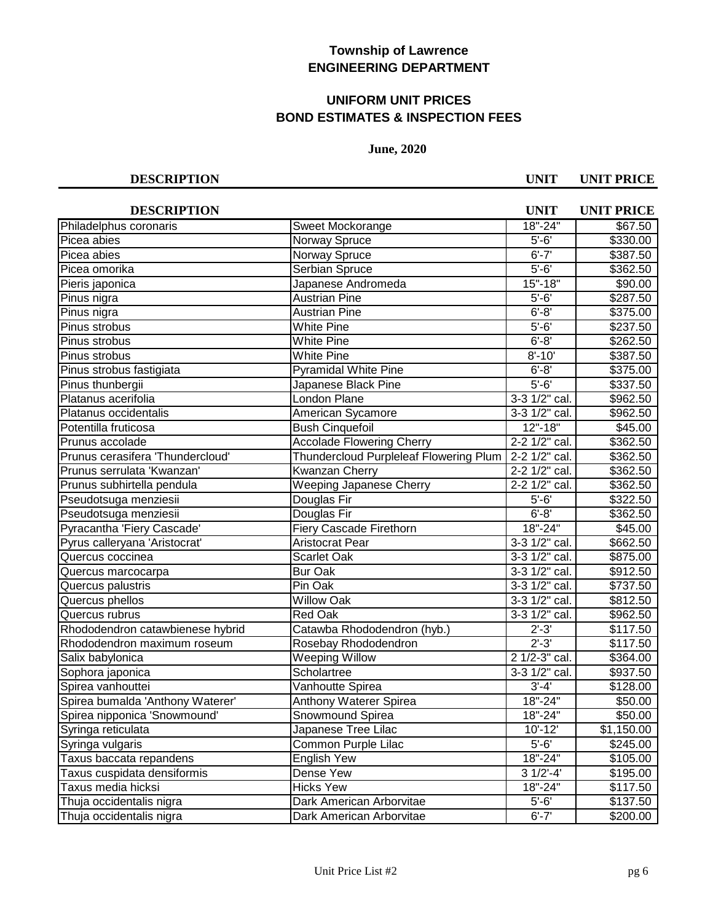**Township of Lawrence**
**ENGINEERING DEPARTMENT**

**UNIFORM UNIT PRICES**
**BOND ESTIMATES & INSPECTION FEES**

**June, 2020**

| DESCRIPTION | | UNIT | UNIT PRICE |
|---|---|---|---|
| Philadelphus coronaris | Sweet Mockorange | 18"-24" | $67.50 |
| Picea abies | Norway Spruce | 5'-6' | $330.00 |
| Picea abies | Norway Spruce | 6'-7' | $387.50 |
| Picea omorika | Serbian Spruce | 5'-6' | $362.50 |
| Pieris japonica | Japanese Andromeda | 15"-18" | $90.00 |
| Pinus nigra | Austrian Pine | 5'-6' | $287.50 |
| Pinus nigra | Austrian Pine | 6'-8' | $375.00 |
| Pinus strobus | White Pine | 5'-6' | $237.50 |
| Pinus strobus | White Pine | 6'-8' | $262.50 |
| Pinus strobus | White Pine | 8'-10' | $387.50 |
| Pinus strobus fastigiata | Pyramidal White Pine | 6'-8' | $375.00 |
| Pinus thunbergii | Japanese Black Pine | 5'-6' | $337.50 |
| Platanus acerifolia | London Plane | 3-3 1/2" cal. | $962.50 |
| Platanus occidentalis | American Sycamore | 3-3 1/2" cal. | $962.50 |
| Potentilla fruticosa | Bush Cinquefoil | 12"-18" | $45.00 |
| Prunus accolade | Accolade Flowering Cherry | 2-2 1/2" cal. | $362.50 |
| Prunus cerasifera 'Thundercloud' | Thundercloud Purpleleaf Flowering Plum | 2-2 1/2" cal. | $362.50 |
| Prunus serrulata 'Kwanzan' | Kwanzan Cherry | 2-2 1/2" cal. | $362.50 |
| Prunus subhirtella pendula | Weeping Japanese Cherry | 2-2 1/2" cal. | $362.50 |
| Pseudotsuga menziesii | Douglas Fir | 5'-6' | $322.50 |
| Pseudotsuga menziesii | Douglas Fir | 6'-8' | $362.50 |
| Pyracantha 'Fiery Cascade' | Fiery Cascade Firethorn | 18"-24" | $45.00 |
| Pyrus calleryana 'Aristocrat' | Aristocrat Pear | 3-3 1/2" cal. | $662.50 |
| Quercus coccinea | Scarlet Oak | 3-3 1/2" cal. | $875.00 |
| Quercus marcocarpa | Bur Oak | 3-3 1/2" cal. | $912.50 |
| Quercus palustris | Pin Oak | 3-3 1/2" cal. | $737.50 |
| Quercus phellos | Willow Oak | 3-3 1/2" cal. | $812.50 |
| Quercus rubrus | Red Oak | 3-3 1/2" cal. | $962.50 |
| Rhododendron catawbienese hybrid | Catawba Rhododendron (hyb.) | 2'-3' | $117.50 |
| Rhododendron maximum roseum | Rosebay Rhododendron | 2'-3' | $117.50 |
| Salix babylonica | Weeping Willow | 2 1/2-3" cal. | $364.00 |
| Sophora japonica | Scholartree | 3-3 1/2" cal. | $937.50 |
| Spirea vanhouttei | Vanhoutte Spirea | 3'-4' | $128.00 |
| Spirea bumalda 'Anthony Waterer' | Anthony Waterer Spirea | 18"-24" | $50.00 |
| Spirea nipponica 'Snowmound' | Snowmound Spirea | 18"-24" | $50.00 |
| Syringa reticulata | Japanese Tree Lilac | 10'-12' | $1,150.00 |
| Syringa vulgaris | Common Purple Lilac | 5'-6' | $245.00 |
| Taxus baccata repandens | English Yew | 18"-24" | $105.00 |
| Taxus cuspidata densiformis | Dense Yew | 3 1/2'-4' | $195.00 |
| Taxus media hicksi | Hicks Yew | 18"-24" | $117.50 |
| Thuja occidentalis nigra | Dark American Arborvitae | 5'-6' | $137.50 |
| Thuja occidentalis nigra | Dark American Arborvitae | 6'-7' | $200.00 |

Unit Price List #2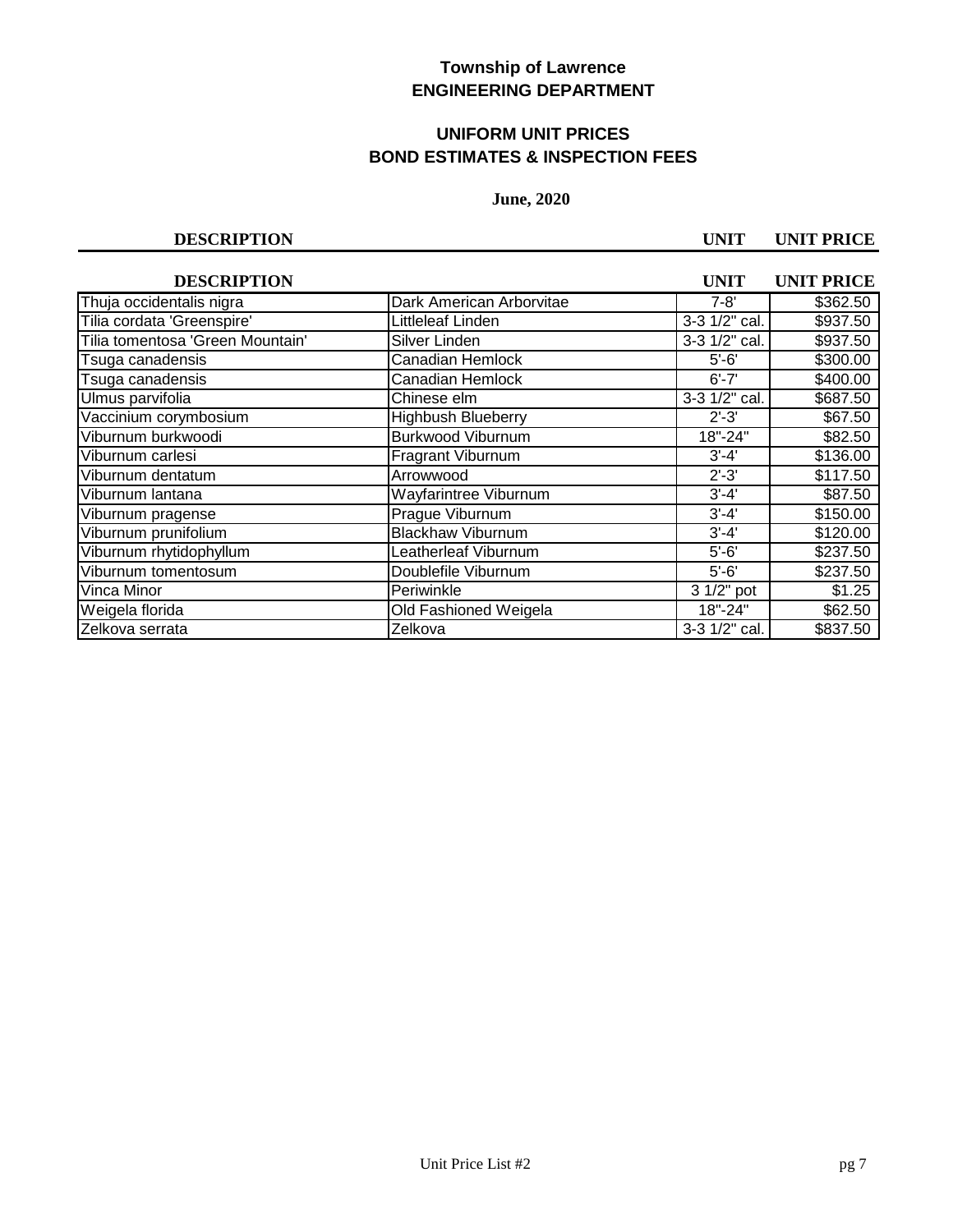**Township of Lawrence**
**ENGINEERING DEPARTMENT**

**UNIFORM UNIT PRICES**
**BOND ESTIMATES & INSPECTION FEES**

**June, 2020**

| DESCRIPTION | | UNIT | UNIT PRICE |
|---|---|---|---|
| Thuja occidentalis nigra | Dark American Arborvitae | 7-8' | $362.50 |
| Tilia cordata 'Greenspire' | Littleleaf Linden | 3-3 1/2" cal. | $937.50 |
| Tilia tomentosa 'Green Mountain' | Silver Linden | 3-3 1/2" cal. | $937.50 |
| Tsuga canadensis | Canadian Hemlock | 5'-6' | $300.00 |
| Tsuga canadensis | Canadian Hemlock | 6'-7' | $400.00 |
| Ulmus parvifolia | Chinese elm | 3-3 1/2" cal. | $687.50 |
| Vaccinium corymbosium | Highbush Blueberry | 2'-3' | $67.50 |
| Viburnum burkwoodi | Burkwood Viburnum | 18"-24" | $82.50 |
| Viburnum carlesi | Fragrant Viburnum | 3'-4' | $136.00 |
| Viburnum dentatum | Arrowwood | 2'-3' | $117.50 |
| Viburnum lantana | Wayfarintree Viburnum | 3'-4' | $87.50 |
| Viburnum pragense | Prague Viburnum | 3'-4' | $150.00 |
| Viburnum prunifolium | Blackhaw Viburnum | 3'-4' | $120.00 |
| Viburnum rhytidophyllum | Leatherleaf Viburnum | 5'-6' | $237.50 |
| Viburnum tomentosum | Doublefile Viburnum | 5'-6' | $237.50 |
| Vinca Minor | Periwinkle | 3 1/2" pot | $1.25 |
| Weigela florida | Old Fashioned Weigela | 18"-24" | $62.50 |
| Zelkova serrata | Zelkova | 3-3 1/2" cal. | $837.50 |

Unit Price List #2